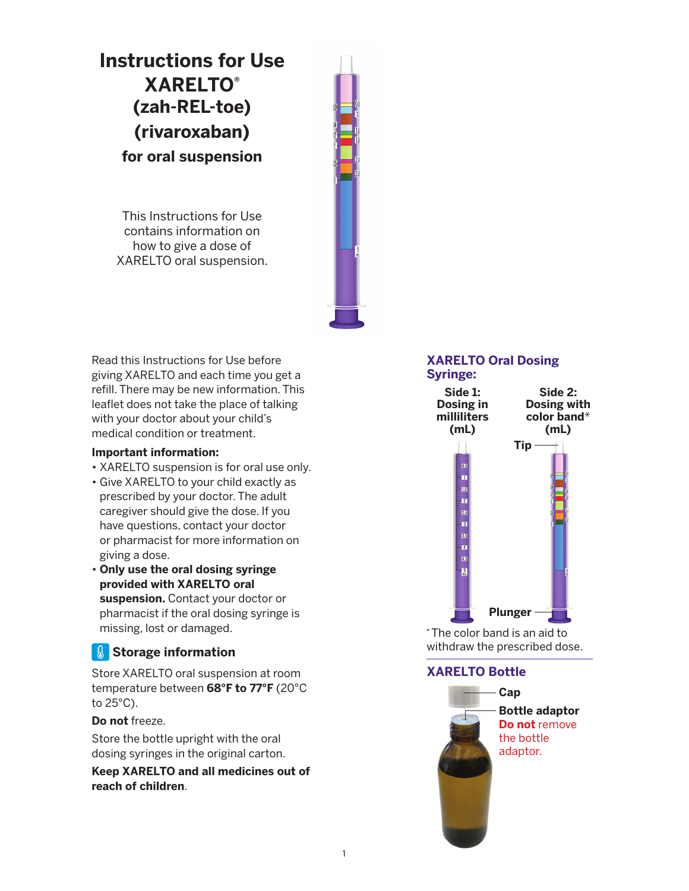# Instructions for Use XARELTO® (zah-REL-toe) (rivaroxaban)

## for oral suspension

This Instructions for Use contains information on how to give a dose of XARELTO oral suspension.

Read this Instructions for Use before giving XARELTO and each time you get a refill. There may be new information. This leaflet does not take the place of talking with your doctor about your child's medical condition or treatment.

**Important information:**

- XARELTO suspension is for oral use only.
- Give XARELTO to your child exactly as prescribed by your doctor. The adult caregiver should give the dose. If you have questions, contact your doctor or pharmacist for more information on giving a dose.
- **Only use the oral dosing syringe provided with XARELTO oral suspension.** Contact your doctor or pharmacist if the oral dosing syringe is missing, lost or damaged.

### Storage information

Store XARELTO oral suspension at room temperature between **68°F to 77°F** (20°C to 25°C).

**Do not** freeze.

Store the bottle upright with the oral dosing syringes in the original carton.

**Keep XARELTO and all medicines out of reach of children**.

### XARELTO Oral Dosing Syringe:

**Side 1: Dosing in milliliters (mL)**

**Side 2: Dosing with color band* (mL)**

**Tip**

**Plunger**

*The color band is an aid to withdraw the prescribed dose.

### XARELTO Bottle

**Cap**

**Bottle adaptor**
**Do not** remove the bottle adaptor.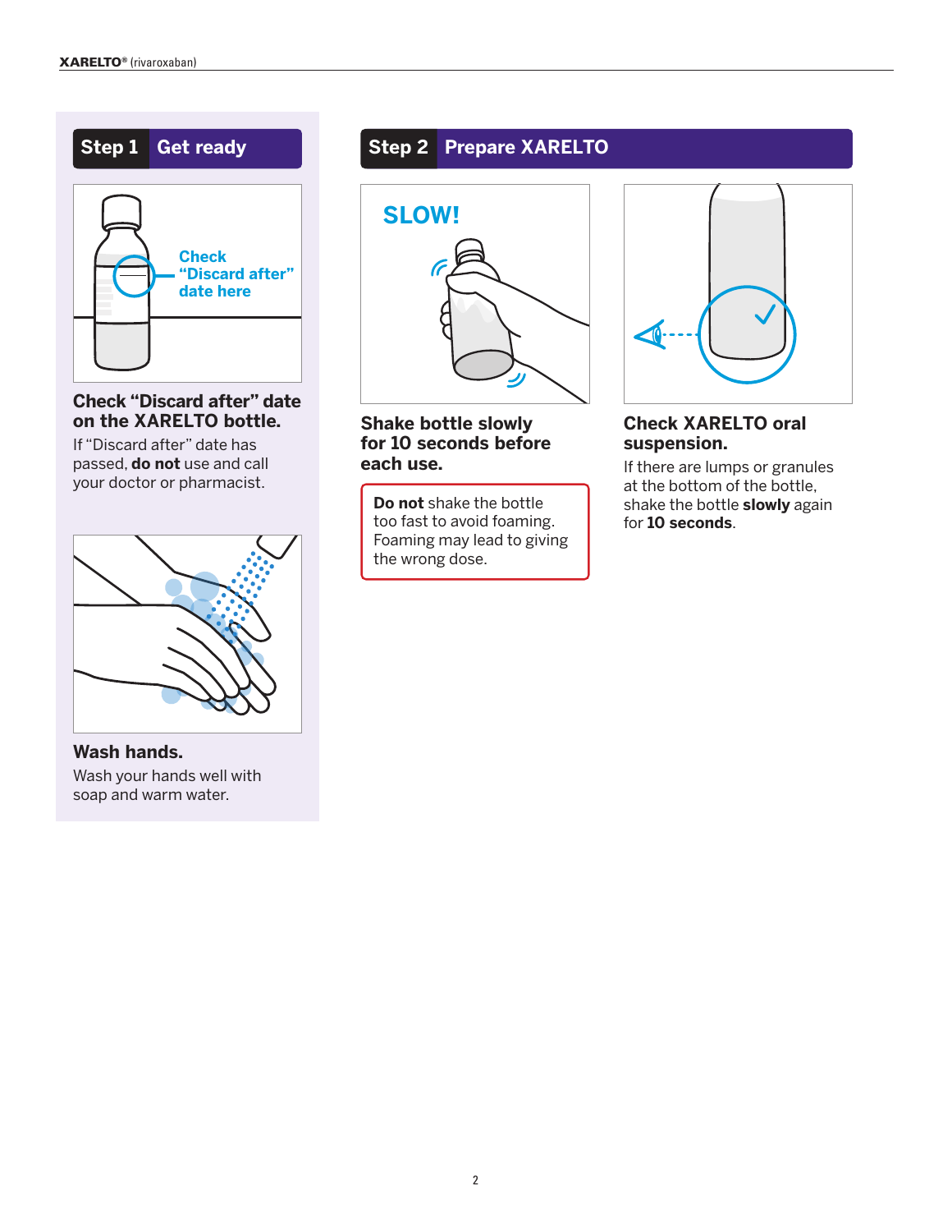## Step 1 Get ready

Check "Discard after" date here

**Check "Discard after" date on the XARELTO bottle.**

If "Discard after" date has passed, **do not** use and call your doctor or pharmacist.

**Wash hands.**

Wash your hands well with soap and warm water.

## Step 2 Prepare XARELTO

SLOW!

**Shake bottle slowly for 10 seconds before each use.**

> **Do not** shake the bottle too fast to avoid foaming. Foaming may lead to giving the wrong dose.

**Check XARELTO oral suspension.**

If there are lumps or granules at the bottom of the bottle, shake the bottle **slowly** again for **10 seconds**.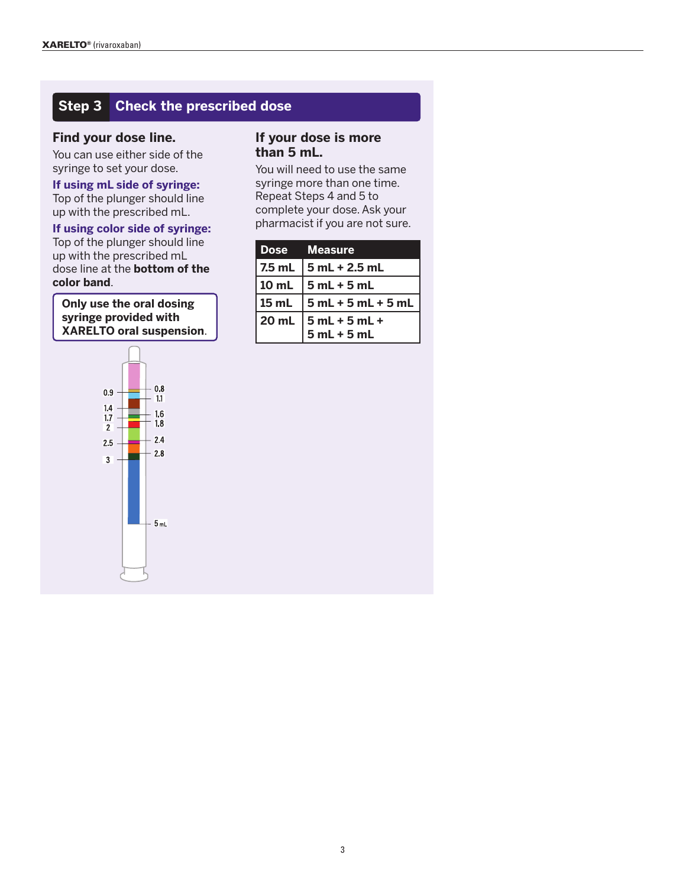## Step 3 Check the prescribed dose

### Find your dose line.

You can use either side of the syringe to set your dose.

**If using mL side of syringe:**
Top of the plunger should line up with the prescribed mL.

**If using color side of syringe:**
Top of the plunger should line up with the prescribed mL dose line at the **bottom of the color band**.

**Only use the oral dosing syringe provided with XARELTO oral suspension.**

0.9 0.8 1.1 1.4 1.6 1.7 1.8 2 2.5 2.4 2.8 3 5 mL

### If your dose is more than 5 mL.

You will need to use the same syringe more than one time. Repeat Steps 4 and 5 to complete your dose. Ask your pharmacist if you are not sure.

| Dose | Measure |
|---|---|
| 7.5 mL | 5 mL + 2.5 mL |
| 10 mL | 5 mL + 5 mL |
| 15 mL | 5 mL + 5 mL + 5 mL |
| 20 mL | 5 mL + 5 mL + 5 mL + 5 mL |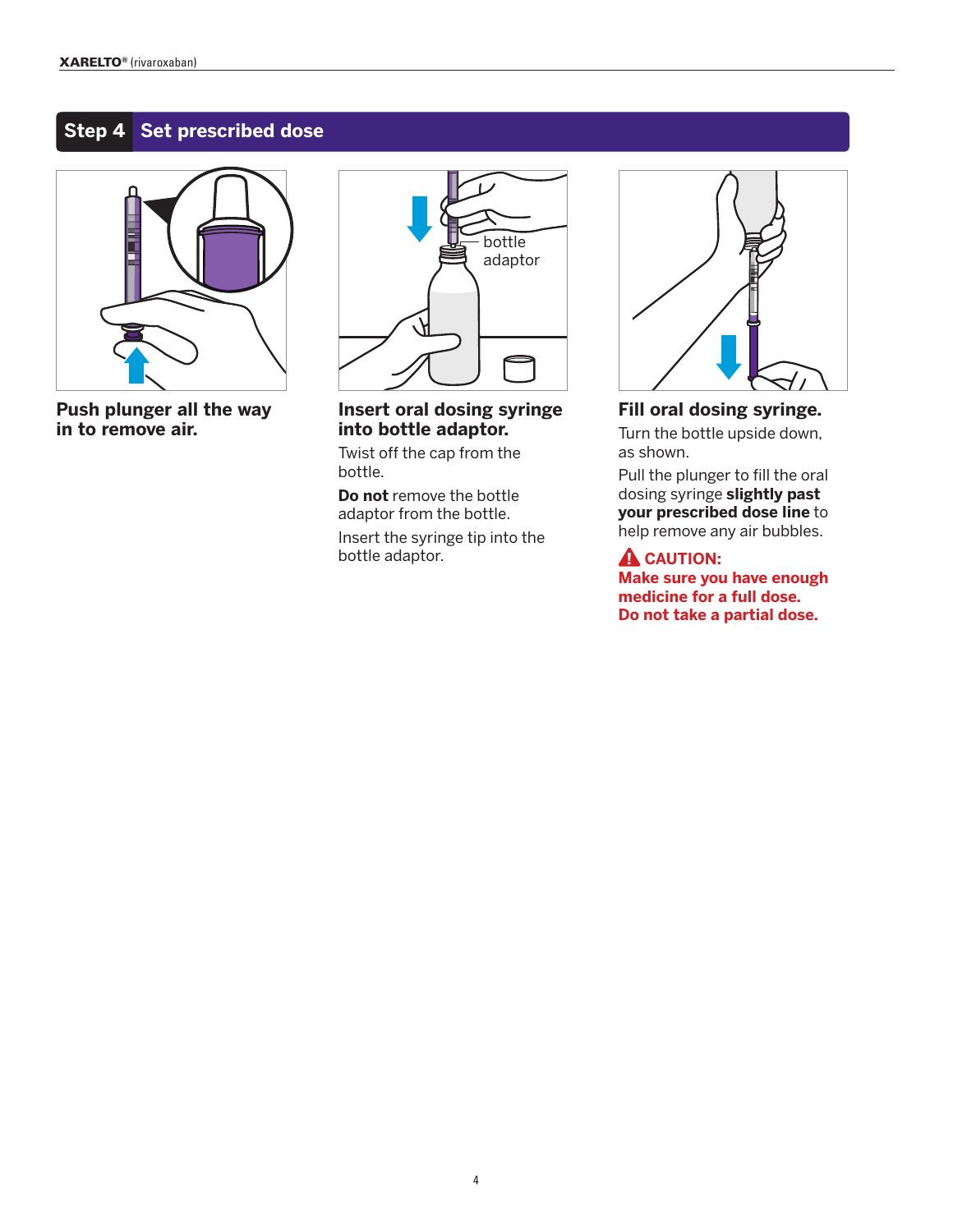## Step 4 Set prescribed dose

bottle adaptor

**Push plunger all the way in to remove air.**

**Insert oral dosing syringe into bottle adaptor.**

Twist off the cap from the bottle.

**Do not** remove the bottle adaptor from the bottle.

Insert the syringe tip into the bottle adaptor.

**Fill oral dosing syringe.**

Turn the bottle upside down, as shown.

Pull the plunger to fill the oral dosing syringe **slightly past your prescribed dose line** to help remove any air bubbles.

**⚠ CAUTION:**
**Make sure you have enough medicine for a full dose.**
**Do not take a partial dose.**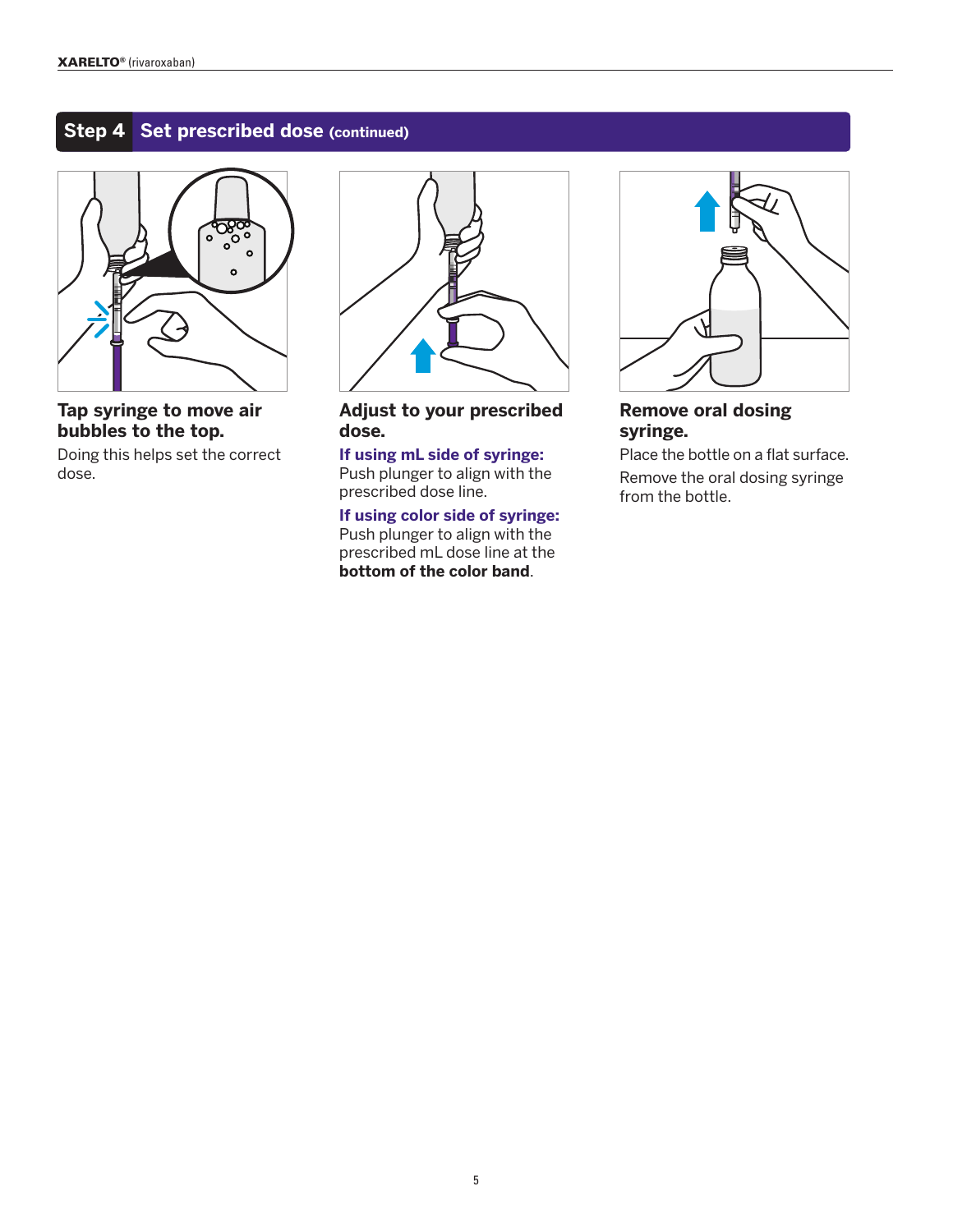## Step 4 Set prescribed dose (continued)

### Tap syringe to move air bubbles to the top.

Doing this helps set the correct dose.

### Adjust to your prescribed dose.

**If using mL side of syringe:**
Push plunger to align with the prescribed dose line.

**If using color side of syringe:**
Push plunger to align with the prescribed mL dose line at the **bottom of the color band**.

### Remove oral dosing syringe.

Place the bottle on a flat surface.

Remove the oral dosing syringe from the bottle.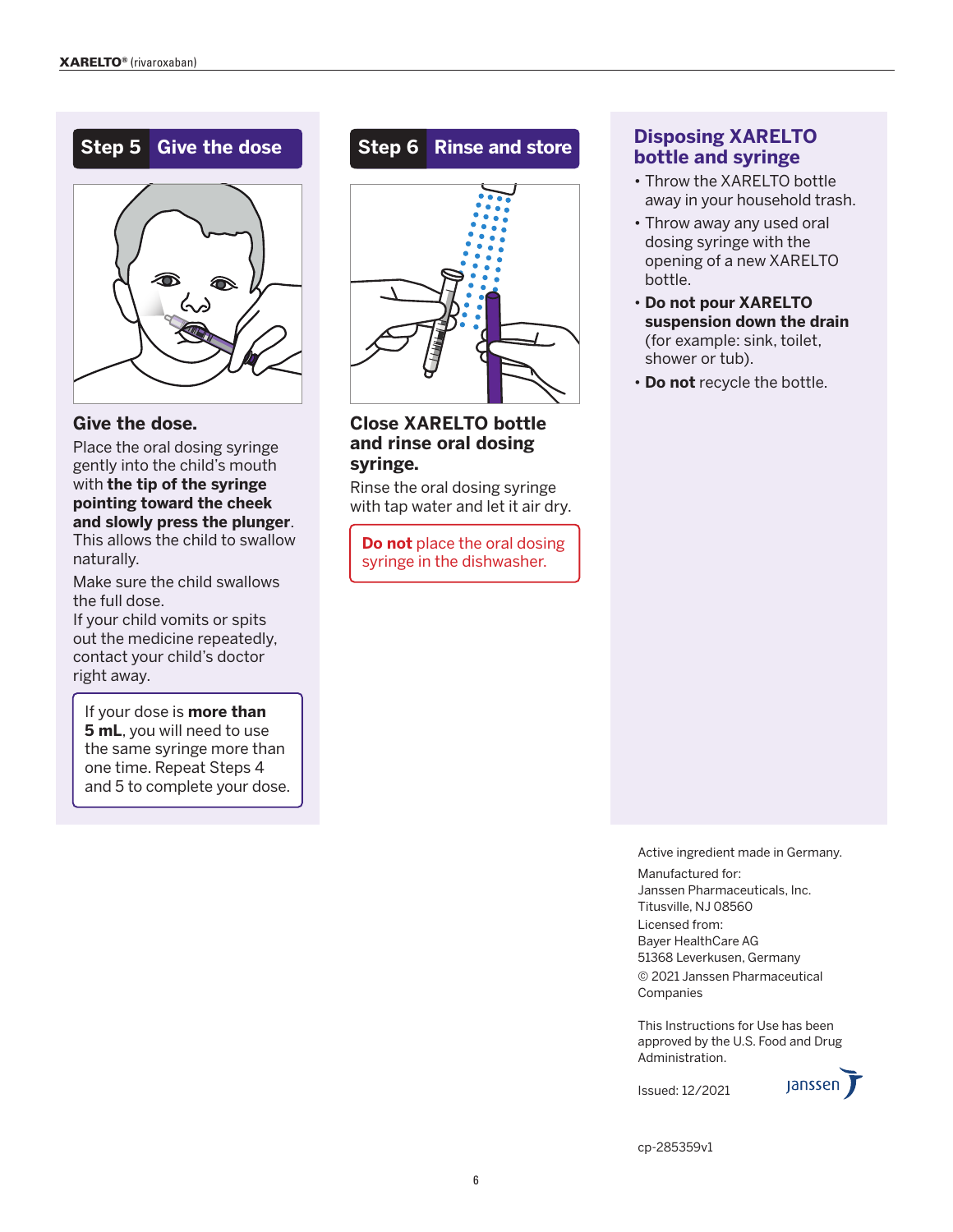## Step 5 Give the dose

**Give the dose.**

Place the oral dosing syringe gently into the child's mouth with **the tip of the syringe pointing toward the cheek and slowly press the plunger**. This allows the child to swallow naturally.

Make sure the child swallows the full dose.

If your child vomits or spits out the medicine repeatedly, contact your child's doctor right away.

> If your dose is **more than 5 mL**, you will need to use the same syringe more than one time. Repeat Steps 4 and 5 to complete your dose.

## Step 6 Rinse and store

**Close XARELTO bottle and rinse oral dosing syringe.**

Rinse the oral dosing syringe with tap water and let it air dry.

> **Do not** place the oral dosing syringe in the dishwasher.

## Disposing XARELTO bottle and syringe

- Throw the XARELTO bottle away in your household trash.
- Throw away any used oral dosing syringe with the opening of a new XARELTO bottle.
- **Do not pour XARELTO suspension down the drain** (for example: sink, toilet, shower or tub).
- **Do not** recycle the bottle.

Active ingredient made in Germany.

Manufactured for:
Janssen Pharmaceuticals, Inc.
Titusville, NJ 08560

Licensed from:
Bayer HealthCare AG
51368 Leverkusen, Germany

© 2021 Janssen Pharmaceutical Companies

This Instructions for Use has been approved by the U.S. Food and Drug Administration.

Issued: 12/2021

janssen

cp-285359v1